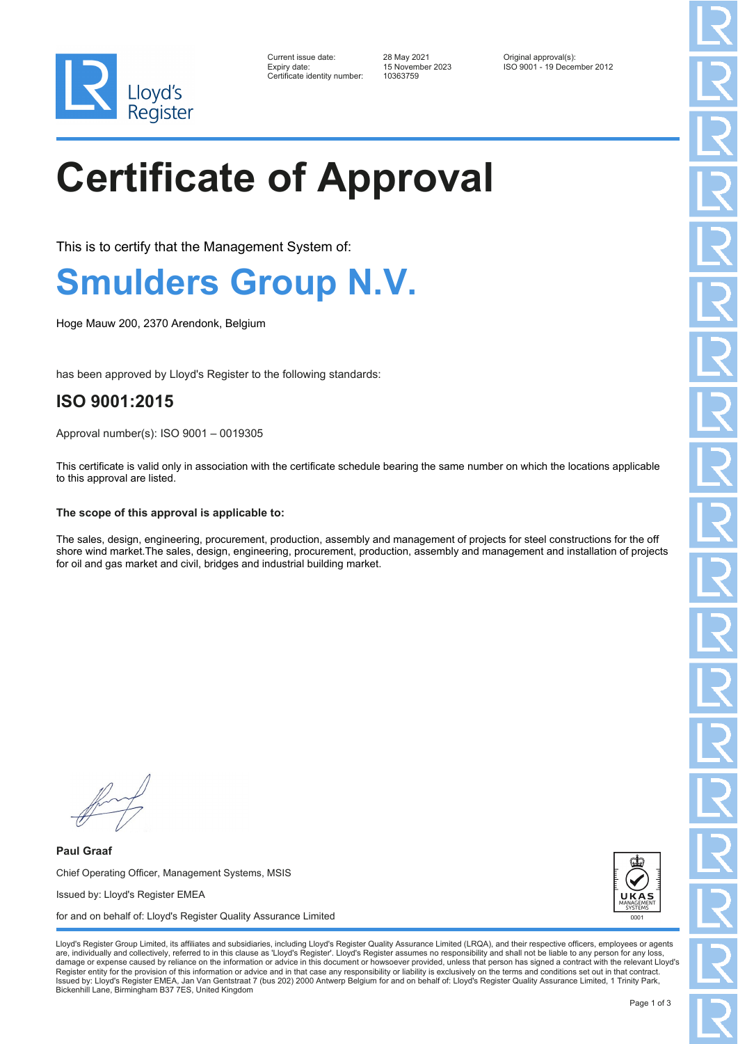| | | |
|---|---|---|
| Current issue date: | 28 May 2021 | Original approval(s): |
| Expiry date: | 15 November 2023 | ISO 9001 - 19 December 2012 |
| Certificate identity number: | 10363759 | |

# Certificate of Approval

This is to certify that the Management System of:

## Smulders Group N.V.

Hoge Mauw 200, 2370 Arendonk, Belgium

has been approved by Lloyd's Register to the following standards:

### ISO 9001:2015

Approval number(s): ISO 9001 – 0019305

This certificate is valid only in association with the certificate schedule bearing the same number on which the locations applicable to this approval are listed.

**The scope of this approval is applicable to:**

The sales, design, engineering, procurement, production, assembly and management of projects for steel constructions for the off shore wind market.The sales, design, engineering, procurement, production, assembly and management and installation of projects for oil and gas market and civil, bridges and industrial building market.

**Paul Graaf**

Chief Operating Officer, Management Systems, MSIS

Issued by: Lloyd's Register EMEA

for and on behalf of: Lloyd's Register Quality Assurance Limited

UKAS MANAGEMENT SYSTEMS 0001

Lloyd's Register Group Limited, its affiliates and subsidiaries, including Lloyd's Register Quality Assurance Limited (LRQA), and their respective officers, employees or agents are, individually and collectively, referred to in this clause as 'Lloyd's Register'. Lloyd's Register assumes no responsibility and shall not be liable to any person for any loss, damage or expense caused by reliance on the information or advice in this document or howsoever provided, unless that person has signed a contract with the relevant Lloyd's Register entity for the provision of this information or advice and in that case any responsibility or liability is exclusively on the terms and conditions set out in that contract. Issued by: Lloyd's Register EMEA, Jan Van Gentstraat 7 (bus 202) 2000 Antwerp Belgium for and on behalf of: Lloyd's Register Quality Assurance Limited, 1 Trinity Park, Bickenhill Lane, Birmingham B37 7ES, United Kingdom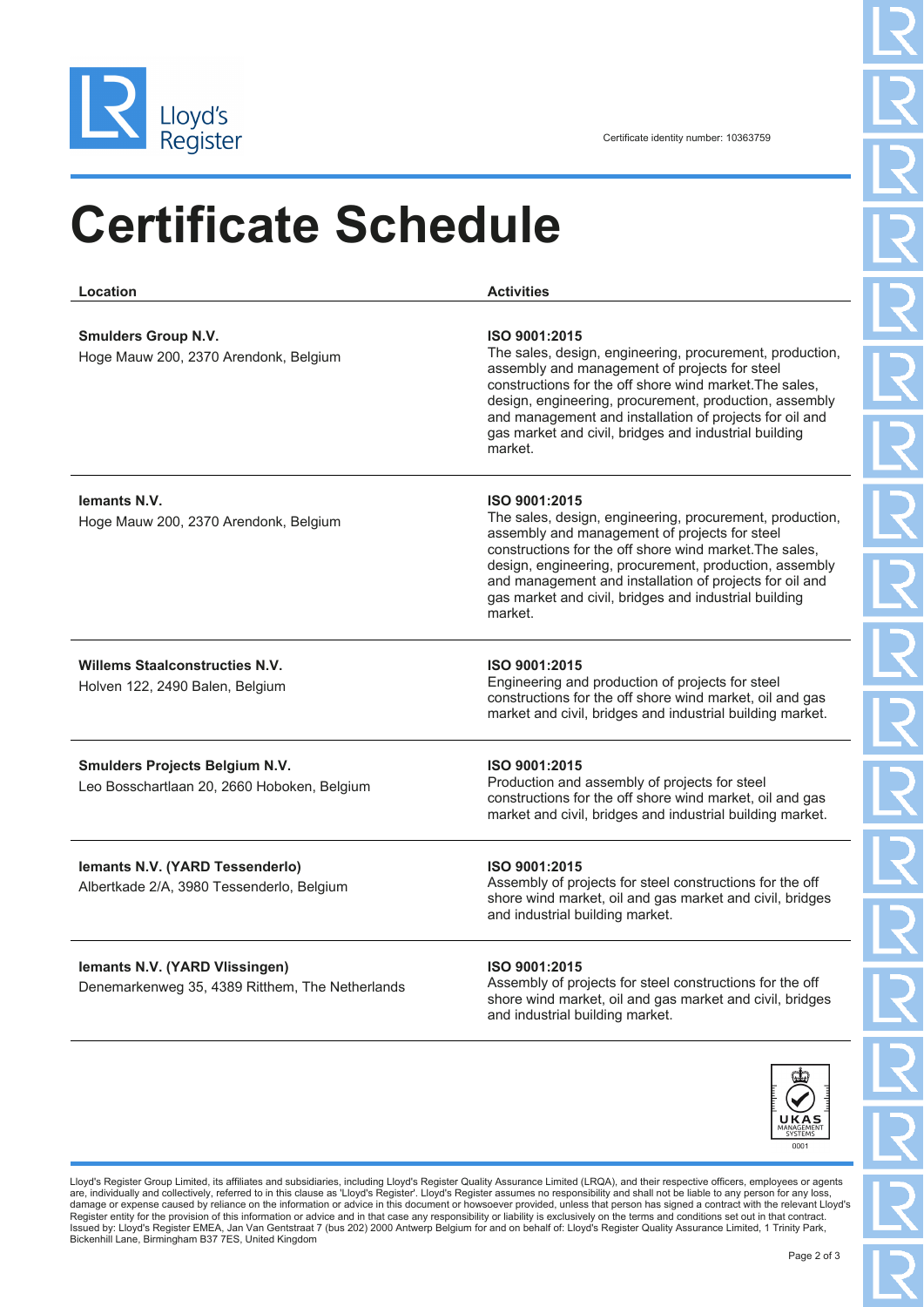Lloyd's Register

Certificate identity number: 10363759

# Certificate Schedule

| Location | Activities |
| --- | --- |
| **Smulders Group N.V.**<br>Hoge Mauw 200, 2370 Arendonk, Belgium | **ISO 9001:2015**<br>The sales, design, engineering, procurement, production, assembly and management of projects for steel constructions for the off shore wind market.The sales, design, engineering, procurement, production, assembly and management and installation of projects for oil and gas market and civil, bridges and industrial building market. |
| **Iemants N.V.**<br>Hoge Mauw 200, 2370 Arendonk, Belgium | **ISO 9001:2015**<br>The sales, design, engineering, procurement, production, assembly and management of projects for steel constructions for the off shore wind market.The sales, design, engineering, procurement, production, assembly and management and installation of projects for oil and gas market and civil, bridges and industrial building market. |
| **Willems Staalconstructies N.V.**<br>Holven 122, 2490 Balen, Belgium | **ISO 9001:2015**<br>Engineering and production of projects for steel constructions for the off shore wind market, oil and gas market and civil, bridges and industrial building market. |
| **Smulders Projects Belgium N.V.**<br>Leo Bosschartlaan 20, 2660 Hoboken, Belgium | **ISO 9001:2015**<br>Production and assembly of projects for steel constructions for the off shore wind market, oil and gas market and civil, bridges and industrial building market. |
| **Iemants N.V. (YARD Tessenderlo)**<br>Albertkade 2/A, 3980 Tessenderlo, Belgium | **ISO 9001:2015**<br>Assembly of projects for steel constructions for the off shore wind market, oil and gas market and civil, bridges and industrial building market. |
| **Iemants N.V. (YARD Vlissingen)**<br>Denemarkenweg 35, 4389 Ritthem, The Netherlands | **ISO 9001:2015**<br>Assembly of projects for steel constructions for the off shore wind market, oil and gas market and civil, bridges and industrial building market. |

UKAS MANAGEMENT SYSTEMS 0001

Lloyd's Register Group Limited, its affiliates and subsidiaries, including Lloyd's Register Quality Assurance Limited (LRQA), and their respective officers, employees or agents are, individually and collectively, referred to in this clause as 'Lloyd's Register'. Lloyd's Register assumes no responsibility and shall not be liable to any person for any loss, damage or expense caused by reliance on the information or advice in this document or howsoever provided, unless that person has signed a contract with the relevant Lloyd's Register entity for the provision of this information or advice and in that case any responsibility or liability is exclusively on the terms and conditions set out in that contract.
Issued by: Lloyd's Register EMEA, Jan Van Gentstraat 7 (bus 202) 2000 Antwerp Belgium for and on behalf of: Lloyd's Register Quality Assurance Limited, 1 Trinity Park, Bickenhill Lane, Birmingham B37 7ES, United Kingdom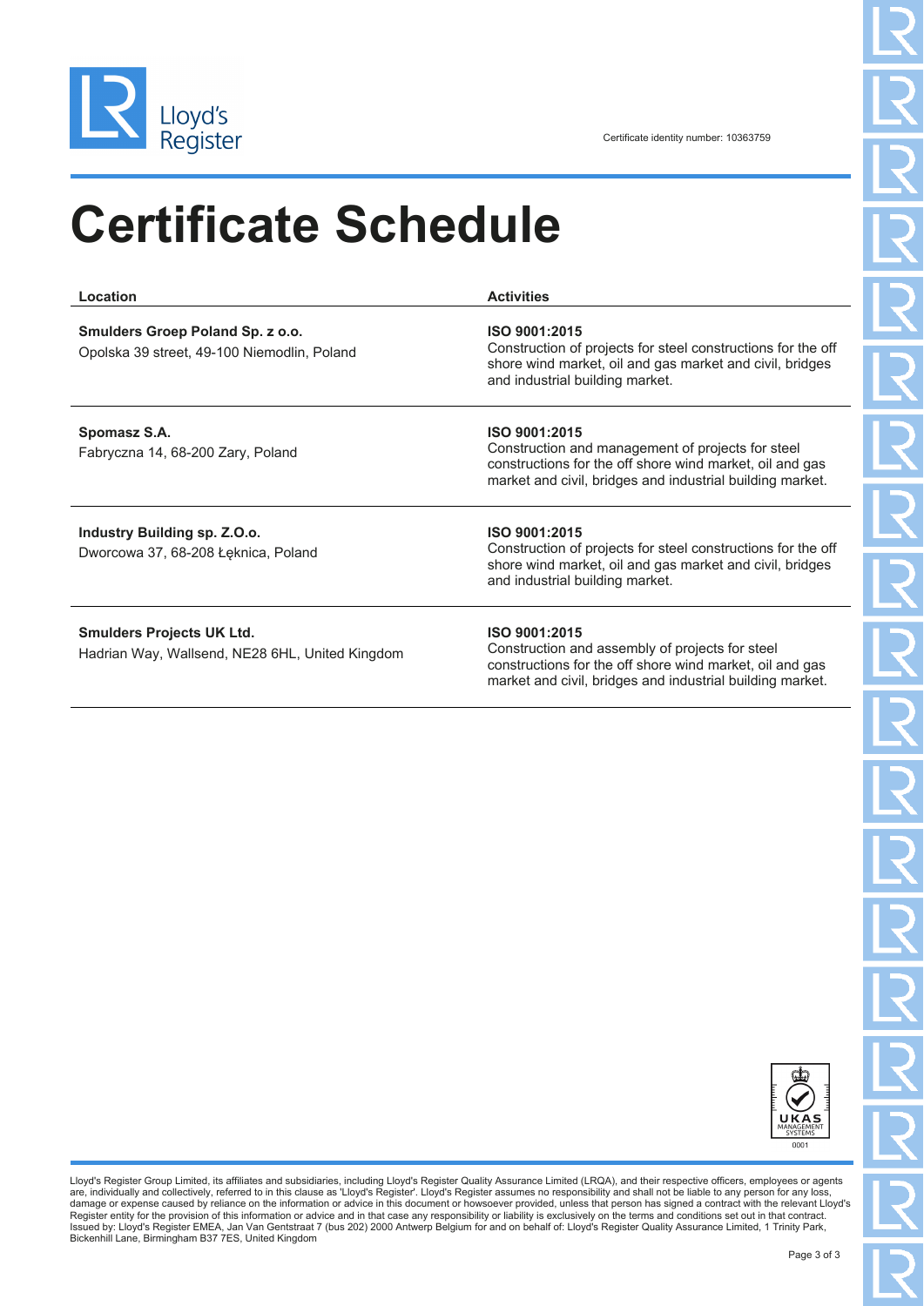Lloyd's Register

Certificate identity number: 10363759

# Certificate Schedule

| Location | Activities |
| --- | --- |
| **Smulders Groep Poland Sp. z o.o.**<br>Opolska 39 street, 49-100 Niemodlin, Poland | **ISO 9001:2015**<br>Construction of projects for steel constructions for the off shore wind market, oil and gas market and civil, bridges and industrial building market. |
| **Spomasz S.A.**<br>Fabryczna 14, 68-200 Zary, Poland | **ISO 9001:2015**<br>Construction and management of projects for steel constructions for the off shore wind market, oil and gas market and civil, bridges and industrial building market. |
| **Industry Building sp. Z.O.o.**<br>Dworcowa 37, 68-208 Łęknica, Poland | **ISO 9001:2015**<br>Construction of projects for steel constructions for the off shore wind market, oil and gas market and civil, bridges and industrial building market. |
| **Smulders Projects UK Ltd.**<br>Hadrian Way, Wallsend, NE28 6HL, United Kingdom | **ISO 9001:2015**<br>Construction and assembly of projects for steel constructions for the off shore wind market, oil and gas market and civil, bridges and industrial building market. |

UKAS MANAGEMENT SYSTEMS 0001

Lloyd's Register Group Limited, its affiliates and subsidiaries, including Lloyd's Register Quality Assurance Limited (LRQA), and their respective officers, employees or agents are, individually and collectively, referred to in this clause as 'Lloyd's Register'. Lloyd's Register assumes no responsibility and shall not be liable to any person for any loss, damage or expense caused by reliance on the information or advice in this document or howsoever provided, unless that person has signed a contract with the relevant Lloyd's Register entity for the provision of this information or advice and in that case any responsibility or liability is exclusively on the terms and conditions set out in that contract.
Issued by: Lloyd's Register EMEA, Jan Van Gentstraat 7 (bus 202) 2000 Antwerp Belgium for and on behalf of: Lloyd's Register Quality Assurance Limited, 1 Trinity Park, Bickenhill Lane, Birmingham B37 7ES, United Kingdom